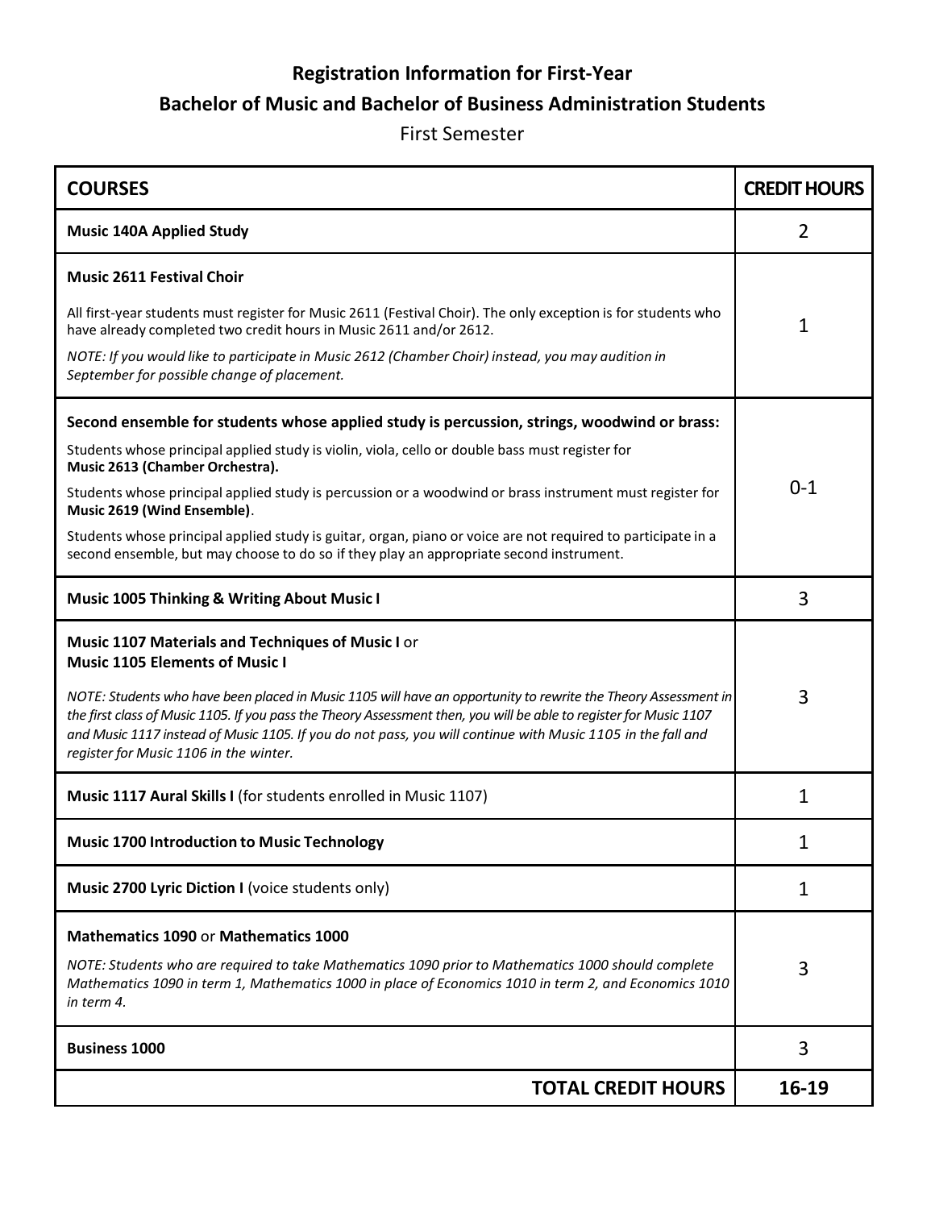# Registration Information for First-Year

## Bachelor of Music and Bachelor of Business Administration Students

First Semester

| COURSES | CREDIT HOURS |
|---|---|
| **Music 140A Applied Study** | 2 |
| **Music 2611 Festival Choir**<br><br>All first-year students must register for Music 2611 (Festival Choir). The only exception is for students who have already completed two credit hours in Music 2611 and/or 2612.<br><br>*NOTE: If you would like to participate in Music 2612 (Chamber Choir) instead, you may audition in September for possible change of placement.* | 1 |
| **Second ensemble for students whose applied study is percussion, strings, woodwind or brass:**<br><br>Students whose principal applied study is violin, viola, cello or double bass must register for **Music 2613 (Chamber Orchestra).**<br><br>Students whose principal applied study is percussion or a woodwind or brass instrument must register for **Music 2619 (Wind Ensemble)**.<br><br>Students whose principal applied study is guitar, organ, piano or voice are not required to participate in a second ensemble, but may choose to do so if they play an appropriate second instrument. | 0-1 |
| **Music 1005 Thinking & Writing About Music I** | 3 |
| **Music 1107 Materials and Techniques of Music I** or **Music 1105 Elements of Music I**<br><br>*NOTE: Students who have been placed in Music 1105 will have an opportunity to rewrite the Theory Assessment in the first class of Music 1105. If you pass the Theory Assessment then, you will be able to register for Music 1107 and Music 1117 instead of Music 1105. If you do not pass, you will continue with Music 1105 in the fall and register for Music 1106 in the winter.* | 3 |
| **Music 1117 Aural Skills I** (for students enrolled in Music 1107) | 1 |
| **Music 1700 Introduction to Music Technology** | 1 |
| **Music 2700 Lyric Diction I** (voice students only) | 1 |
| **Mathematics 1090** or **Mathematics 1000**<br><br>*NOTE: Students who are required to take Mathematics 1090 prior to Mathematics 1000 should complete Mathematics 1090 in term 1, Mathematics 1000 in place of Economics 1010 in term 2, and Economics 1010 in term 4.* | 3 |
| **Business 1000** | 3 |
| **TOTAL CREDIT HOURS** | **16-19** |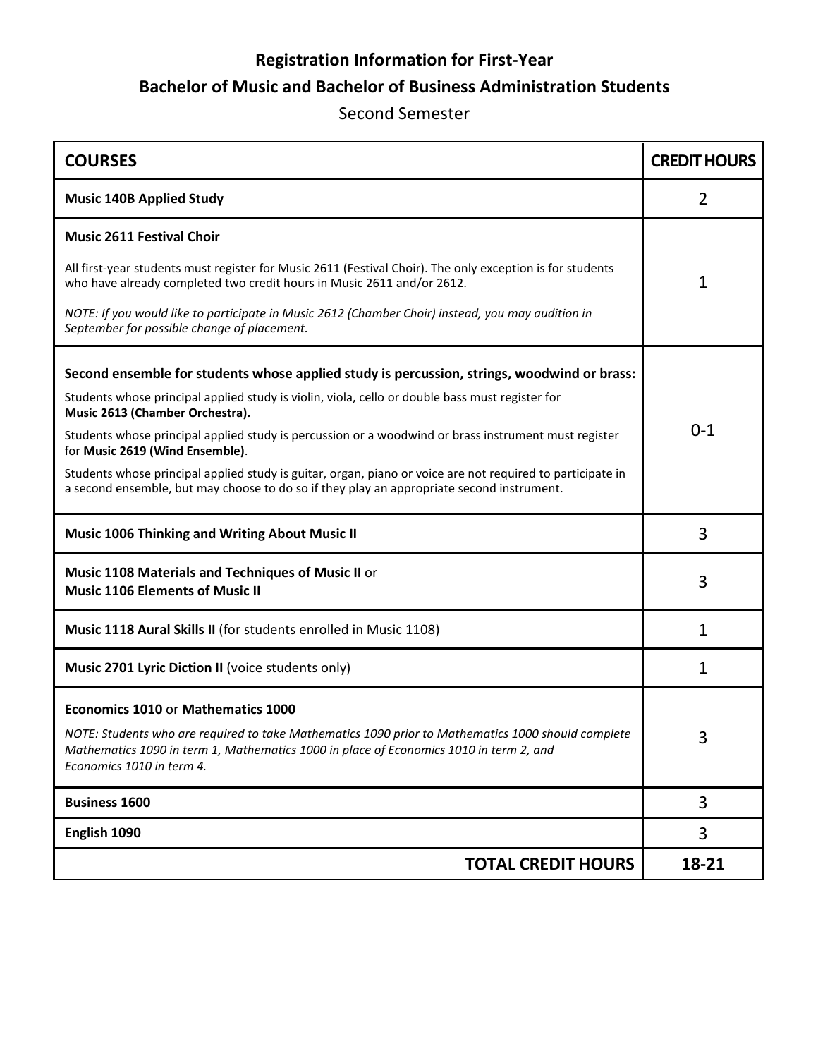**Registration Information for First-Year**

**Bachelor of Music and Bachelor of Business Administration Students**

Second Semester

| COURSES | CREDIT HOURS |
|---|---|
| **Music 140B Applied Study** | 2 |
| **Music 2611 Festival Choir**<br><br>All first-year students must register for Music 2611 (Festival Choir). The only exception is for students who have already completed two credit hours in Music 2611 and/or 2612.<br><br>*NOTE: If you would like to participate in Music 2612 (Chamber Choir) instead, you may audition in September for possible change of placement.* | 1 |
| **Second ensemble for students whose applied study is percussion, strings, woodwind or brass:**<br><br>Students whose principal applied study is violin, viola, cello or double bass must register for **Music 2613 (Chamber Orchestra).**<br><br>Students whose principal applied study is percussion or a woodwind or brass instrument must register for **Music 2619 (Wind Ensemble)**.<br><br>Students whose principal applied study is guitar, organ, piano or voice are not required to participate in a second ensemble, but may choose to do so if they play an appropriate second instrument. | 0-1 |
| **Music 1006 Thinking and Writing About Music II** | 3 |
| **Music 1108 Materials and Techniques of Music II** or **Music 1106 Elements of Music II** | 3 |
| **Music 1118 Aural Skills II** (for students enrolled in Music 1108) | 1 |
| **Music 2701 Lyric Diction II** (voice students only) | 1 |
| **Economics 1010** or **Mathematics 1000**<br><br>*NOTE: Students who are required to take Mathematics 1090 prior to Mathematics 1000 should complete Mathematics 1090 in term 1, Mathematics 1000 in place of Economics 1010 in term 2, and Economics 1010 in term 4.* | 3 |
| **Business 1600** | 3 |
| **English 1090** | 3 |
| **TOTAL CREDIT HOURS** | **18-21** |